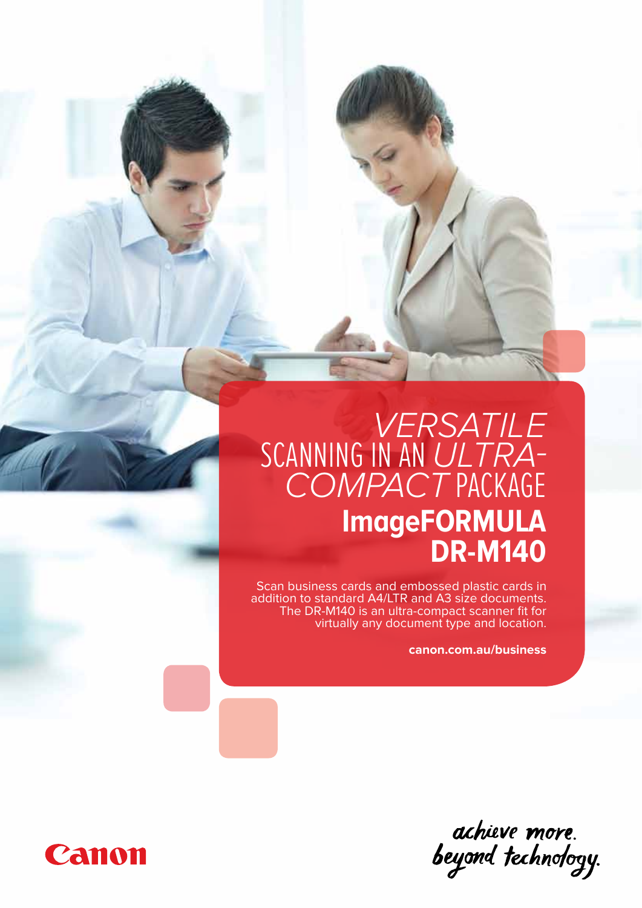# *VERSATILE* SCANNING IN AN *ULTRA-COMPACT* PACKAGE

## ImageFORMULA DR-M140

Scan business cards and embossed plastic cards in addition to standard A4/LTR and A3 size documents. The DR-M140 is an ultra-compact scanner fit for virtually any document type and location.

**canon.com.au/business**

Canon

*achieve more. beyond technology.*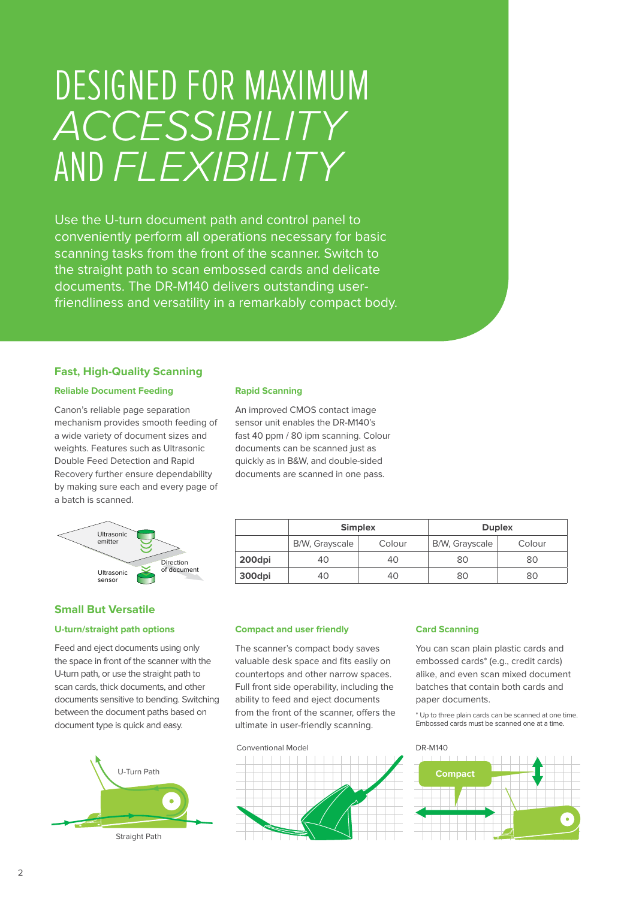# DESIGNED FOR MAXIMUM *ACCESSIBILITY* AND *FLEXIBILITY*

Use the U-turn document path and control panel to conveniently perform all operations necessary for basic scanning tasks from the front of the scanner. Switch to the straight path to scan embossed cards and delicate documents. The DR-M140 delivers outstanding user-friendliness and versatility in a remarkably compact body.

## Fast, High-Quality Scanning

### Reliable Document Feeding

Canon's reliable page separation mechanism provides smooth feeding of a wide variety of document sizes and weights. Features such as Ultrasonic Double Feed Detection and Rapid Recovery further ensure dependability by making sure each and every page of a batch is scanned.

Ultrasonic emitter

Direction of document

Ultrasonic sensor

### Rapid Scanning

An improved CMOS contact image sensor unit enables the DR-M140's fast 40 ppm / 80 ipm scanning. Colour documents can be scanned just as quickly as in B&W, and double-sided documents are scanned in one pass.

| | Simplex | | Duplex | |
|---|---|---|---|---|
| | B/W, Grayscale | Colour | B/W, Grayscale | Colour |
| **200dpi** | 40 | 40 | 80 | 80 |
| **300dpi** | 40 | 40 | 80 | 80 |

## Small But Versatile

### U-turn/straight path options

Feed and eject documents using only the space in front of the scanner with the U-turn path, or use the straight path to scan cards, thick documents, and other documents sensitive to bending. Switching between the document paths based on document type is quick and easy.

U-Turn Path

Straight Path

### Compact and user friendly

The scanner's compact body saves valuable desk space and fits easily on countertops and other narrow spaces. Full front side operability, including the ability to feed and eject documents from the front of the scanner, offers the ultimate in user-friendly scanning.

Conventional Model

### Card Scanning

You can scan plain plastic cards and embossed cards* (e.g., credit cards) alike, and even scan mixed document batches that contain both cards and paper documents.

* Up to three plain cards can be scanned at one time. Embossed cards must be scanned one at a time.

DR-M140

Compact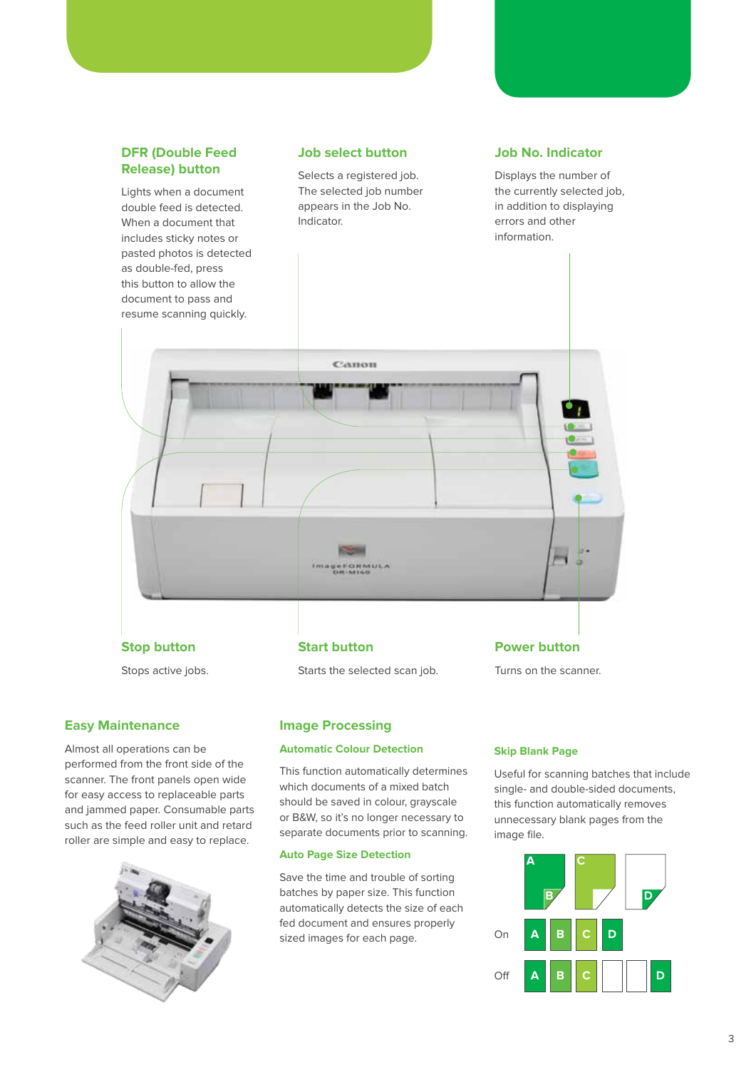### DFR (Double Feed Release) button

Lights when a document double feed is detected. When a document that includes sticky notes or pasted photos is detected as double-fed, press this button to allow the document to pass and resume scanning quickly.

### Job select button

Selects a registered job. The selected job number appears in the Job No. Indicator.

### Job No. Indicator

Displays the number of the currently selected job, in addition to displaying errors and other information.

### Stop button

Stops active jobs.

### Start button

Starts the selected scan job.

### Power button

Turns on the scanner.

## Easy Maintenance

Almost all operations can be performed from the front side of the scanner. The front panels open wide for easy access to replaceable parts and jammed paper. Consumable parts such as the feed roller unit and retard roller are simple and easy to replace.

## Image Processing

### Automatic Colour Detection

This function automatically determines which documents of a mixed batch should be saved in colour, grayscale or B&W, so it's no longer necessary to separate documents prior to scanning.

### Auto Page Size Detection

Save the time and trouble of sorting batches by paper size. This function automatically detects the size of each fed document and ensures properly sized images for each page.

### Skip Blank Page

Useful for scanning batches that include single- and double-sided documents, this function automatically removes unnecessary blank pages from the image file.

A B C D

On: A B C D

Off: A B C D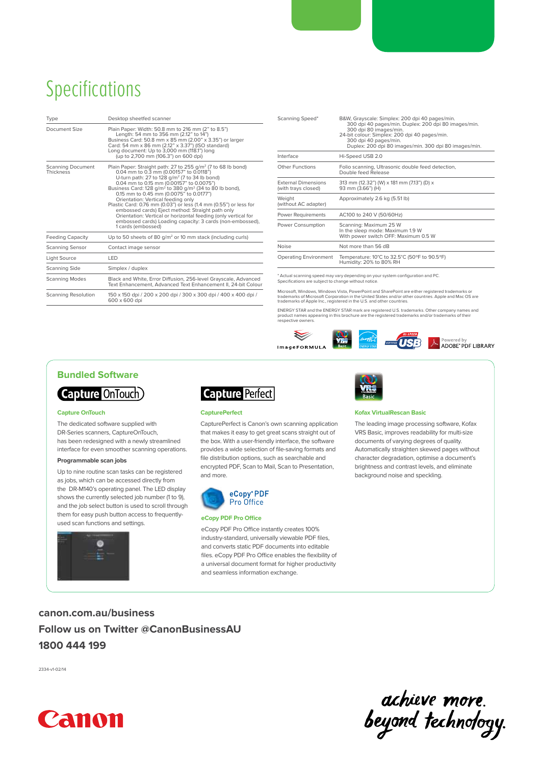# Specifications

| | |
|---|---|
| Type | Desktop sheetfed scanner |
| Document Size | Plain Paper: Width: 50.8 mm to 216 mm (2" to 8.5") Length: 54 mm to 356 mm (2.12" to 14") Business Card: 50.8 mm x 85 mm (2.00" x 3.35") or larger Card: 54 mm x 86 mm (2.12" x 3.37") (ISO standard) Long document: Up to 3,000 mm (118.1") long (up to 2,700 mm (106.3") on 600 dpi) |
| Scanning Document Thickness | Plain Paper: Straight path: 27 to 255 g/m² (7 to 68 lb bond) 0.04 mm to 0.3 mm (0.00157" to 0.0118") U-turn path: 27 to 128 g/m² (7 to 34 lb bond) 0.04 mm to 0.15 mm (0.00157" to 0.0075") Business Card: 128 g/m² to 380 g/m² (34 to 80 lb bond), 0.15 mm to 0.45 mm (0.0075" to 0.0177") Orientation: Vertical feeding only Plastic Card: 0.76 mm (0.03") or less (1.4 mm (0.55") or less for embossed cards) Eject method: Straight path only Orientation: Vertical or horizontal feeding (only vertical for embossed cards) Loading capacity: 3 cards (non-embossed), 1 cards (embossed) |
| Feeding Capacity | Up to 50 sheets of 80 g/m² or 10 mm stack (including curls) |
| Scanning Sensor | Contact image sensor |
| Light Source | LED |
| Scanning Side | Simplex / duplex |
| Scanning Modes | Black and White, Error Diffusion, 256-level Grayscale, Advanced Text Enhancement, Advanced Text Enhancement II, 24-bit Colour |
| Scanning Resolution | 150 x 150 dpi / 200 x 200 dpi / 300 x 300 dpi / 400 x 400 dpi / 600 x 600 dpi |
| Scanning Speed* | B&W, Grayscale: Simplex: 200 dpi 40 pages/min. 300 dpi 40 pages/min. Duplex: 200 dpi 80 images/min. 300 dpi 80 images/min. 24-bit colour: Simplex: 200 dpi 40 pages/min. 300 dpi 40 pages/min. Duplex: 200 dpi 80 images/min. 300 dpi 80 images/min. |
| Interface | Hi-Speed USB 2.0 |
| Other Functions | Folio scanning, Ultrasonic double feed detection, Double feed Release |
| External Dimensions (with trays closed) | 313 mm (12.32") (W) x 181 mm (7.13") (D) x 93 mm (3.66") (H) |
| Weight (without AC adapter) | Approximately 2.6 kg (5.51 lb) |
| Power Requirements | AC100 to 240 V (50/60Hz) |
| Power Consumption | Scanning: Maximum 25 W In the sleep mode: Maximum 1.9 W With power switch OFF: Maximum 0.5 W |
| Noise | Not more than 56 dB |
| Operating Environment | Temperature: 10°C to 32.5°C (50°F to 90.5°F) Humidity: 20% to 80% RH |

* Actual scanning speed may vary depending on your system configuration and PC. Specifications are subject to change without notice.

Microsoft, Windows, Windows Vista, PowerPoint and SharePoint are either registered trademarks or trademarks of Microsoft Corporation in the United States and/or other countries. Apple and Mac OS are trademarks of Apple Inc., registered in the U.S. and other countries.

ENERGY STAR and the ENERGY STAR mark are registered U.S. trademarks. Other company names and product names appearing in this brochure are the registered trademarks and/or trademarks of their respective owners.

ImageFORMULA

Powered by ADOBE® PDF LIBRARY

## Bundled Software

### Capture OnTouch

The dedicated software supplied with DR-Series scanners, CaptureOnTouch, has been redesigned with a newly streamlined interface for even smoother scanning operations.

**Programmable scan jobs**

Up to nine routine scan tasks can be registered as jobs, which can be accessed directly from the DR-M140's operating panel. The LED display shows the currently selected job number (1 to 9), and the job select button is used to scroll through them for easy push button access to frequently-used scan functions and settings.

### CapturePerfect

CapturePerfect is Canon's own scanning application that makes it easy to get great scans straight out of the box. With a user-friendly interface, the software provides a wide selection of file-saving formats and file distribution options, such as searchable and encrypted PDF, Scan to Mail, Scan to Presentation, and more.

### eCopy PDF Pro Office

eCopy PDF Pro Office instantly creates 100% industry-standard, universally viewable PDF files, and converts static PDF documents into editable files. eCopy PDF Pro Office enables the flexibility of a universal document format for higher productivity and seamless information exchange.

### Kofax VirtualRescan Basic

The leading image processing software, Kofax VRS Basic, improves readability for multi-size documents of varying degrees of quality. Automatically straighten skewed pages without character degradation, optimise a document's brightness and contrast levels, and eliminate background noise and speckling.

**canon.com.au/business**

**Follow us on Twitter @CanonBusinessAU**

**1800 444 199**

2334-v1-02/14

Canon

achieve more. beyond technology.